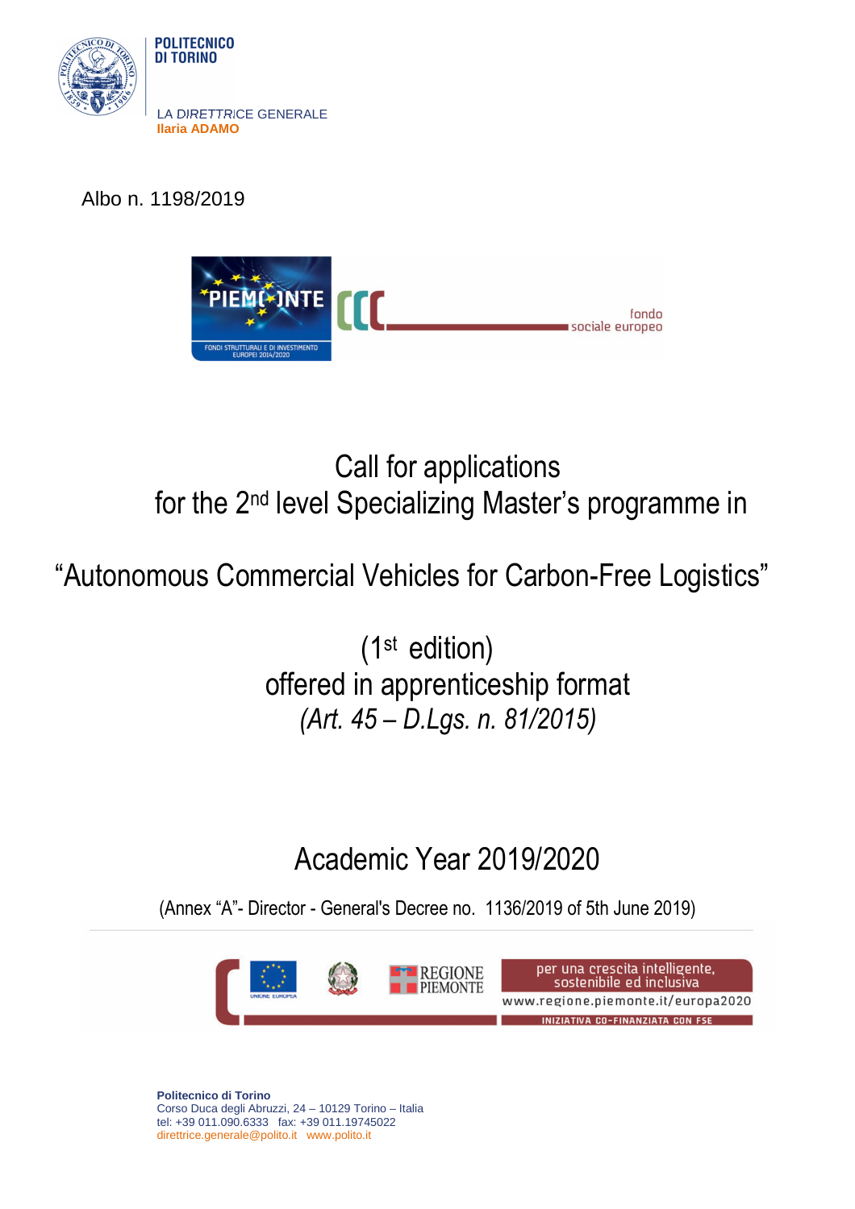POLITECNICO DI TORINO

LA DIRETTRICE GENERALE
**Ilaria ADAMO**

Albo n. 1198/2019

# Call for applications
# for the 2nd level Specializing Master's programme in

# "Autonomous Commercial Vehicles for Carbon-Free Logistics"

## (1st edition)
## offered in apprenticeship format
## *(Art. 45 – D.Lgs. n. 81/2015)*

## Academic Year 2019/2020

(Annex "A"- Director - General's Decree no. 1136/2019 of 5th June 2019)

**Politecnico di Torino**
Corso Duca degli Abruzzi, 24 – 10129 Torino – Italia
tel: +39 011.090.6333 fax: +39 011.19745022
direttrice.generale@polito.it www.polito.it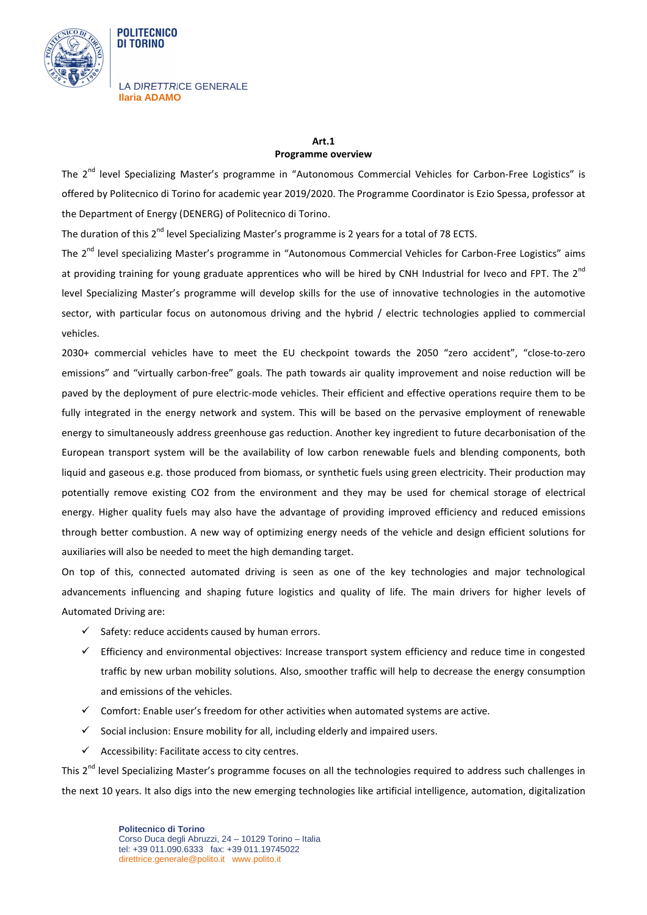**Art.1**
**Programme overview**

The 2nd level Specializing Master's programme in "Autonomous Commercial Vehicles for Carbon-Free Logistics" is offered by Politecnico di Torino for academic year 2019/2020. The Programme Coordinator is Ezio Spessa, professor at the Department of Energy (DENERG) of Politecnico di Torino.

The duration of this 2nd level Specializing Master's programme is 2 years for a total of 78 ECTS.

The 2nd level specializing Master's programme in "Autonomous Commercial Vehicles for Carbon-Free Logistics" aims at providing training for young graduate apprentices who will be hired by CNH Industrial for Iveco and FPT. The 2nd level Specializing Master's programme will develop skills for the use of innovative technologies in the automotive sector, with particular focus on autonomous driving and the hybrid / electric technologies applied to commercial vehicles.

2030+ commercial vehicles have to meet the EU checkpoint towards the 2050 "zero accident", "close-to-zero emissions" and "virtually carbon-free" goals. The path towards air quality improvement and noise reduction will be paved by the deployment of pure electric-mode vehicles. Their efficient and effective operations require them to be fully integrated in the energy network and system. This will be based on the pervasive employment of renewable energy to simultaneously address greenhouse gas reduction. Another key ingredient to future decarbonisation of the European transport system will be the availability of low carbon renewable fuels and blending components, both liquid and gaseous e.g. those produced from biomass, or synthetic fuels using green electricity. Their production may potentially remove existing $CO_2$ from the environment and they may be used for chemical storage of electrical energy. Higher quality fuels may also have the advantage of providing improved efficiency and reduced emissions through better combustion. A new way of optimizing energy needs of the vehicle and design efficient solutions for auxiliaries will also be needed to meet the high demanding target.

On top of this, connected automated driving is seen as one of the key technologies and major technological advancements influencing and shaping future logistics and quality of life. The main drivers for higher levels of Automated Driving are:

- ✓ Safety: reduce accidents caused by human errors.
- ✓ Efficiency and environmental objectives: Increase transport system efficiency and reduce time in congested traffic by new urban mobility solutions. Also, smoother traffic will help to decrease the energy consumption and emissions of the vehicles.
- ✓ Comfort: Enable user's freedom for other activities when automated systems are active.
- ✓ Social inclusion: Ensure mobility for all, including elderly and impaired users.
- ✓ Accessibility: Facilitate access to city centres.

This 2nd level Specializing Master's programme focuses on all the technologies required to address such challenges in the next 10 years. It also digs into the new emerging technologies like artificial intelligence, automation, digitalization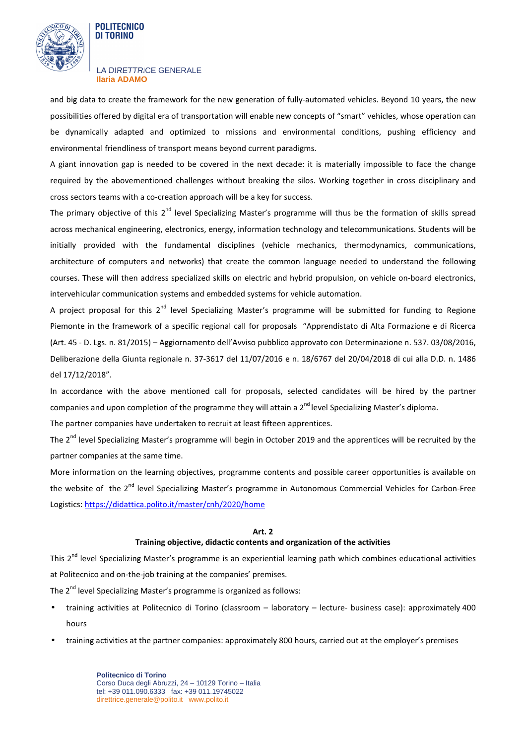and big data to create the framework for the new generation of fully-automated vehicles. Beyond 10 years, the new possibilities offered by digital era of transportation will enable new concepts of "smart" vehicles, whose operation can be dynamically adapted and optimized to missions and environmental conditions, pushing efficiency and environmental friendliness of transport means beyond current paradigms.

A giant innovation gap is needed to be covered in the next decade: it is materially impossible to face the change required by the abovementioned challenges without breaking the silos. Working together in cross disciplinary and cross sectors teams with a co-creation approach will be a key for success.

The primary objective of this 2nd level Specializing Master's programme will thus be the formation of skills spread across mechanical engineering, electronics, energy, information technology and telecommunications. Students will be initially provided with the fundamental disciplines (vehicle mechanics, thermodynamics, communications, architecture of computers and networks) that create the common language needed to understand the following courses. These will then address specialized skills on electric and hybrid propulsion, on vehicle on-board electronics, intervehicular communication systems and embedded systems for vehicle automation.

A project proposal for this 2nd level Specializing Master's programme will be submitted for funding to Regione Piemonte in the framework of a specific regional call for proposals "Apprendistato di Alta Formazione e di Ricerca (Art. 45 - D. Lgs. n. 81/2015) – Aggiornamento dell'Avviso pubblico approvato con Determinazione n. 537. 03/08/2016, Deliberazione della Giunta regionale n. 37-3617 del 11/07/2016 e n. 18/6767 del 20/04/2018 di cui alla D.D. n. 1486 del 17/12/2018".

In accordance with the above mentioned call for proposals, selected candidates will be hired by the partner companies and upon completion of the programme they will attain a 2nd level Specializing Master's diploma.

The partner companies have undertaken to recruit at least fifteen apprentices.

The 2nd level Specializing Master's programme will begin in October 2019 and the apprentices will be recruited by the partner companies at the same time.

More information on the learning objectives, programme contents and possible career opportunities is available on the website of the 2nd level Specializing Master's programme in Autonomous Commercial Vehicles for Carbon-Free Logistics: https://didattica.polito.it/master/cnh/2020/home

## Art. 2
## Training objective, didactic contents and organization of the activities

This 2nd level Specializing Master's programme is an experiential learning path which combines educational activities at Politecnico and on-the-job training at the companies' premises.

The 2nd level Specializing Master's programme is organized as follows:

- training activities at Politecnico di Torino (classroom – laboratory – lecture- business case): approximately 400 hours
- training activities at the partner companies: approximately 800 hours, carried out at the employer's premises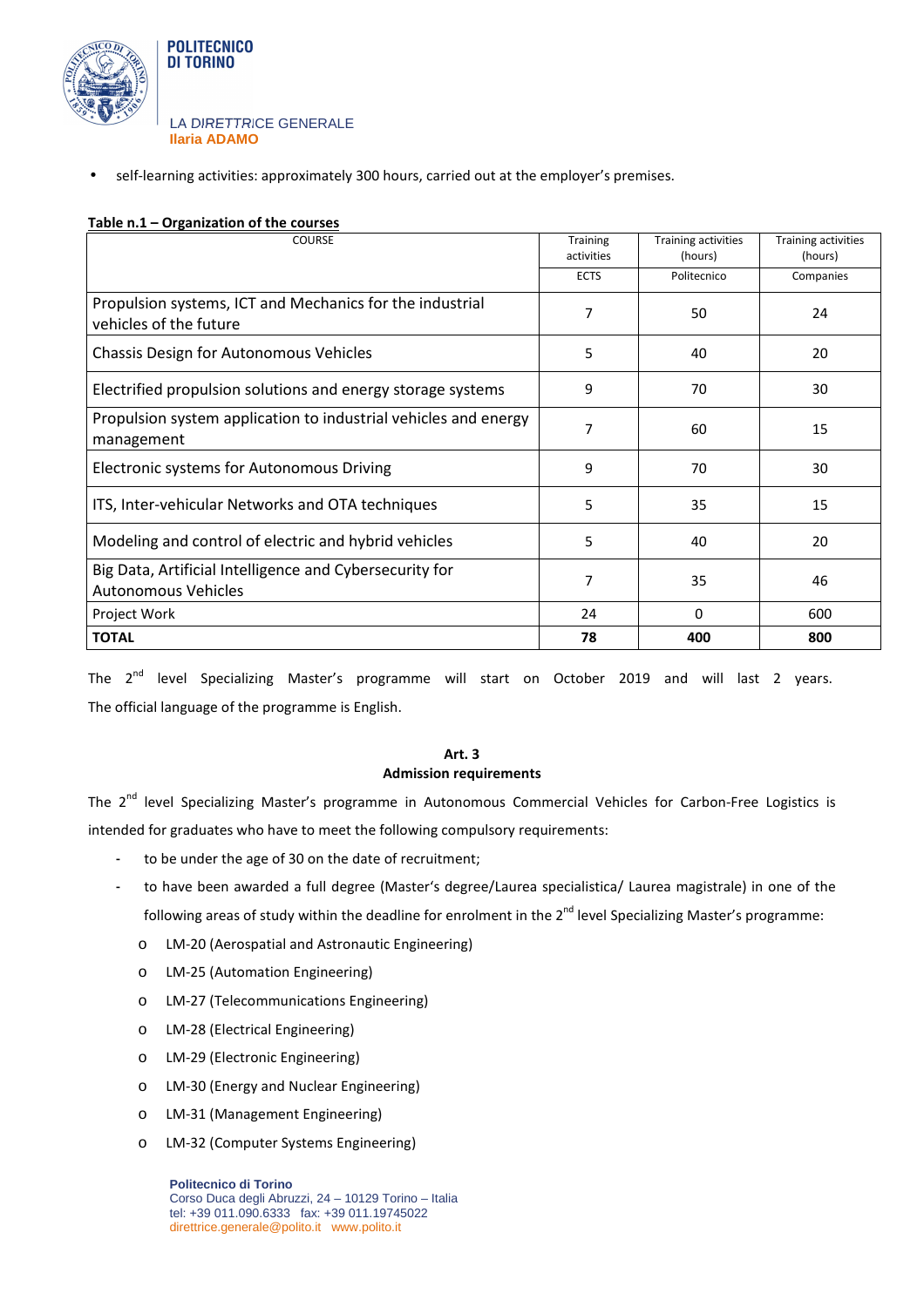- self-learning activities: approximately 300 hours, carried out at the employer's premises.

**Table n.1 – Organization of the courses**

| COURSE | Training activities | Training activities (hours) | Training activities (hours) |
|---|---|---|---|
| | ECTS | Politecnico | Companies |
| Propulsion systems, ICT and Mechanics for the industrial vehicles of the future | 7 | 50 | 24 |
| Chassis Design for Autonomous Vehicles | 5 | 40 | 20 |
| Electrified propulsion solutions and energy storage systems | 9 | 70 | 30 |
| Propulsion system application to industrial vehicles and energy management | 7 | 60 | 15 |
| Electronic systems for Autonomous Driving | 9 | 70 | 30 |
| ITS, Inter-vehicular Networks and OTA techniques | 5 | 35 | 15 |
| Modeling and control of electric and hybrid vehicles | 5 | 40 | 20 |
| Big Data, Artificial Intelligence and Cybersecurity for Autonomous Vehicles | 7 | 35 | 46 |
| Project Work | 24 | 0 | 600 |
| **TOTAL** | **78** | **400** | **800** |

The 2nd level Specializing Master's programme will start on October 2019 and will last 2 years. The official language of the programme is English.

### Art. 3
### Admission requirements

The 2nd level Specializing Master's programme in Autonomous Commercial Vehicles for Carbon-Free Logistics is intended for graduates who have to meet the following compulsory requirements:

- to be under the age of 30 on the date of recruitment;
- to have been awarded a full degree (Master's degree/Laurea specialistica/ Laurea magistrale) in one of the following areas of study within the deadline for enrolment in the 2nd level Specializing Master's programme:
  - LM-20 (Aerospatial and Astronautic Engineering)
  - LM-25 (Automation Engineering)
  - LM-27 (Telecommunications Engineering)
  - LM-28 (Electrical Engineering)
  - LM-29 (Electronic Engineering)
  - LM-30 (Energy and Nuclear Engineering)
  - LM-31 (Management Engineering)
  - LM-32 (Computer Systems Engineering)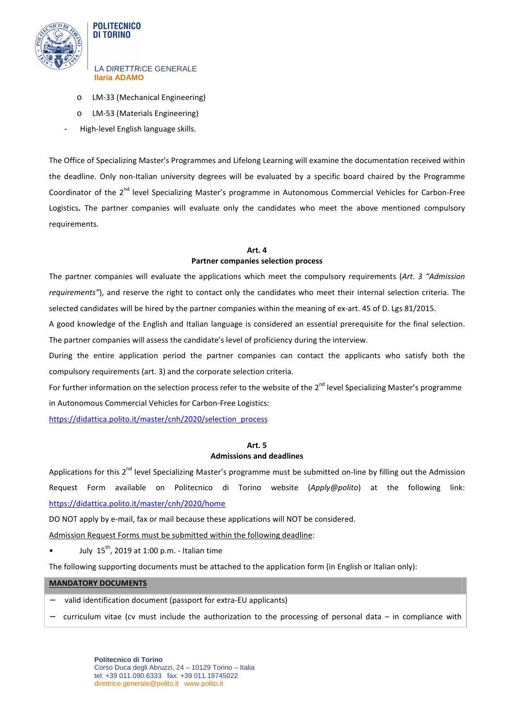- LM-33 (Mechanical Engineering)
- LM-53 (Materials Engineering)

- High-level English language skills.

The Office of Specializing Master's Programmes and Lifelong Learning will examine the documentation received within the deadline. Only non-Italian university degrees will be evaluated by a specific board chaired by the Programme Coordinator of the 2nd level Specializing Master's programme in Autonomous Commercial Vehicles for Carbon-Free Logistics**.** The partner companies will evaluate only the candidates who meet the above mentioned compulsory requirements.

**Art. 4**
**Partner companies selection process**

The partner companies will evaluate the applications which meet the compulsory requirements (*Art. 3 "Admission requirements"*), and reserve the right to contact only the candidates who meet their internal selection criteria. The selected candidates will be hired by the partner companies within the meaning of ex-art. 45 of D. Lgs 81/2015.

A good knowledge of the English and Italian language is considered an essential prerequisite for the final selection. The partner companies will assess the candidate's level of proficiency during the interview.

During the entire application period the partner companies can contact the applicants who satisfy both the compulsory requirements (art. 3) and the corporate selection criteria.

For further information on the selection process refer to the website of the 2nd level Specializing Master's programme in Autonomous Commercial Vehicles for Carbon-Free Logistics:

https://didattica.polito.it/master/cnh/2020/selection_process

**Art. 5**
**Admissions and deadlines**

Applications for this 2nd level Specializing Master's programme must be submitted on-line by filling out the Admission Request Form available on Politecnico di Torino website (*Apply@polito*) at the following link: https://didattica.polito.it/master/cnh/2020/home

DO NOT apply by e-mail, fax or mail because these applications will NOT be considered.

Admission Request Forms must be submitted within the following deadline:

- July 15th, 2019 at 1:00 p.m. - Italian time

The following supporting documents must be attached to the application form (in English or Italian only):

| **MANDATORY DOCUMENTS** |
|---|
| – valid identification document (passport for extra-EU applicants) |
| – curriculum vitae (cv must include the authorization to the processing of personal data – in compliance with |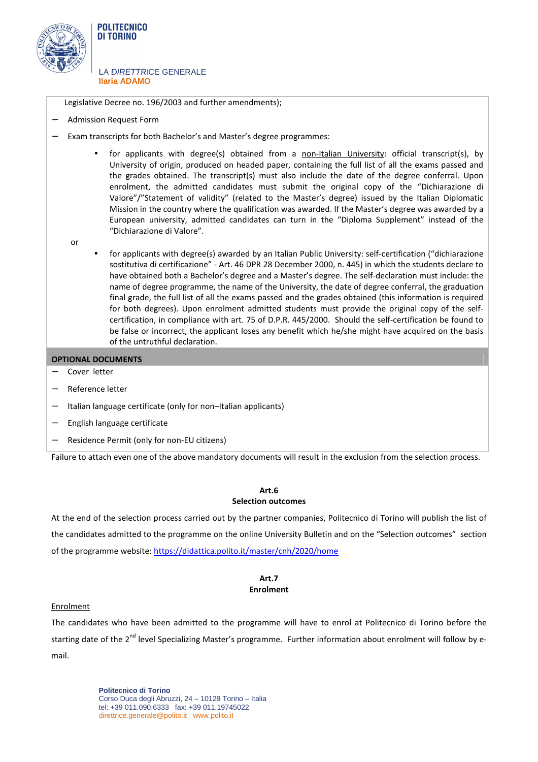Legislative Decree no. 196/2003 and further amendments);

- Admission Request Form
- Exam transcripts for both Bachelor's and Master's degree programmes:
    - for applicants with degree(s) obtained from a non-Italian University: official transcript(s), by University of origin, produced on headed paper, containing the full list of all the exams passed and the grades obtained. The transcript(s) must also include the date of the degree conferral. Upon enrolment, the admitted candidates must submit the original copy of the "Dichiarazione di Valore"/"Statement of validity" (related to the Master's degree) issued by the Italian Diplomatic Mission in the country where the qualification was awarded. If the Master's degree was awarded by a European university, admitted candidates can turn in the "Diploma Supplement" instead of the "Dichiarazione di Valore".

  or

    - for applicants with degree(s) awarded by an Italian Public University: self-certification ("dichiarazione sostitutiva di certificazione" - Art. 46 DPR 28 December 2000, n. 445) in which the students declare to have obtained both a Bachelor's degree and a Master's degree. The self-declaration must include: the name of degree programme, the name of the University, the date of degree conferral, the graduation final grade, the full list of all the exams passed and the grades obtained (this information is required for both degrees). Upon enrolment admitted students must provide the original copy of the self-certification, in compliance with art. 75 of D.P.R. 445/2000. Should the self-certification be found to be false or incorrect, the applicant loses any benefit which he/she might have acquired on the basis of the untruthful declaration.

**OPTIONAL DOCUMENTS**

- Cover letter
- Reference letter
- Italian language certificate (only for non–Italian applicants)
- English language certificate
- Residence Permit (only for non-EU citizens)

Failure to attach even one of the above mandatory documents will result in the exclusion from the selection process.

## Art.6
## Selection outcomes

At the end of the selection process carried out by the partner companies, Politecnico di Torino will publish the list of the candidates admitted to the programme on the online University Bulletin and on the "Selection outcomes" section of the programme website: https://didattica.polito.it/master/cnh/2020/home

## Art.7
## Enrolment

Enrolment

The candidates who have been admitted to the programme will have to enrol at Politecnico di Torino before the starting date of the 2nd level Specializing Master's programme. Further information about enrolment will follow by e-mail.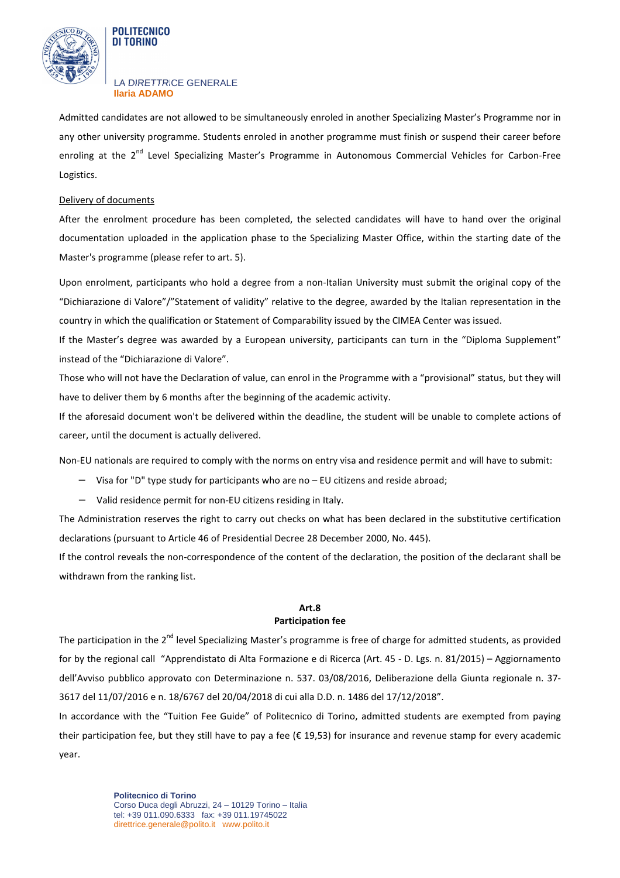Admitted candidates are not allowed to be simultaneously enroled in another Specializing Master's Programme nor in any other university programme. Students enroled in another programme must finish or suspend their career before enroling at the 2nd Level Specializing Master's Programme in Autonomous Commercial Vehicles for Carbon-Free Logistics.

Delivery of documents

After the enrolment procedure has been completed, the selected candidates will have to hand over the original documentation uploaded in the application phase to the Specializing Master Office, within the starting date of the Master's programme (please refer to art. 5).

Upon enrolment, participants who hold a degree from a non-Italian University must submit the original copy of the "Dichiarazione di Valore"/"Statement of validity" relative to the degree, awarded by the Italian representation in the country in which the qualification or Statement of Comparability issued by the CIMEA Center was issued.

If the Master's degree was awarded by a European university, participants can turn in the "Diploma Supplement" instead of the "Dichiarazione di Valore".

Those who will not have the Declaration of value, can enrol in the Programme with a "provisional" status, but they will have to deliver them by 6 months after the beginning of the academic activity.

If the aforesaid document won't be delivered within the deadline, the student will be unable to complete actions of career, until the document is actually delivered.

Non-EU nationals are required to comply with the norms on entry visa and residence permit and will have to submit:

- Visa for "D" type study for participants who are no – EU citizens and reside abroad;
- Valid residence permit for non-EU citizens residing in Italy.

The Administration reserves the right to carry out checks on what has been declared in the substitutive certification declarations (pursuant to Article 46 of Presidential Decree 28 December 2000, No. 445).

If the control reveals the non-correspondence of the content of the declaration, the position of the declarant shall be withdrawn from the ranking list.

## Art.8
## Participation fee

The participation in the 2nd level Specializing Master's programme is free of charge for admitted students, as provided for by the regional call "Apprendistato di Alta Formazione e di Ricerca (Art. 45 - D. Lgs. n. 81/2015) – Aggiornamento dell'Avviso pubblico approvato con Determinazione n. 537. 03/08/2016, Deliberazione della Giunta regionale n. 37-3617 del 11/07/2016 e n. 18/6767 del 20/04/2018 di cui alla D.D. n. 1486 del 17/12/2018".

In accordance with the "Tuition Fee Guide" of Politecnico di Torino, admitted students are exempted from paying their participation fee, but they still have to pay a fee (€ 19,53) for insurance and revenue stamp for every academic year.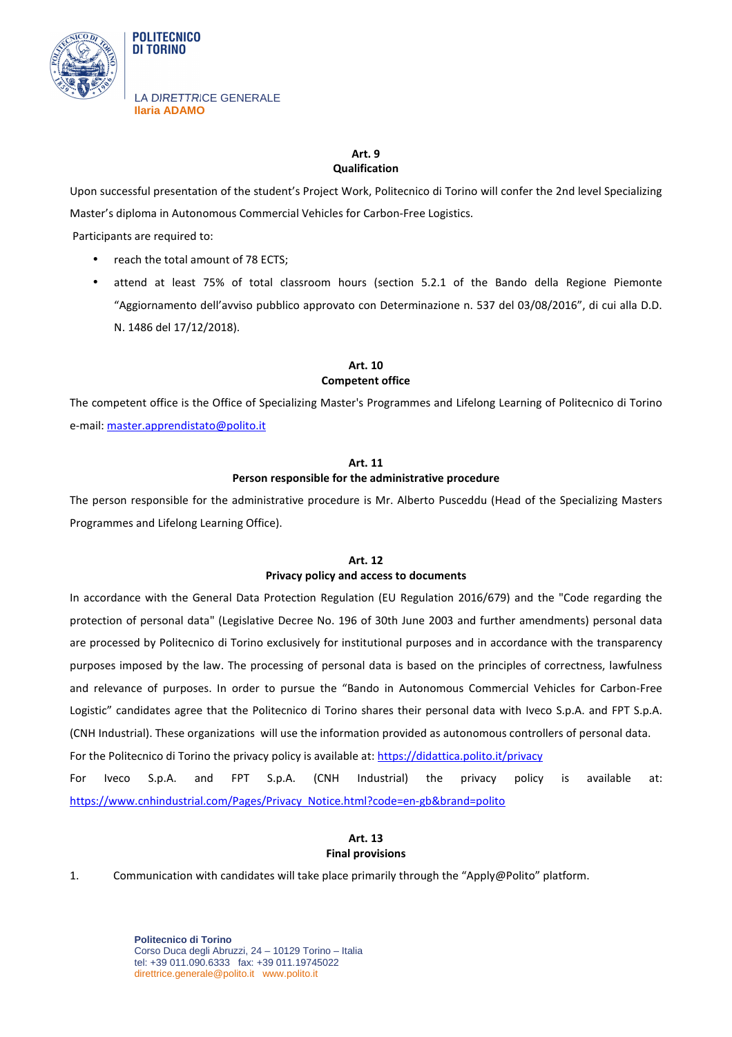**Art. 9**
**Qualification**

Upon successful presentation of the student's Project Work, Politecnico di Torino will confer the 2nd level Specializing Master's diploma in Autonomous Commercial Vehicles for Carbon-Free Logistics.

Participants are required to:

- reach the total amount of 78 ECTS;
- attend at least 75% of total classroom hours (section 5.2.1 of the Bando della Regione Piemonte "Aggiornamento dell'avviso pubblico approvato con Determinazione n. 537 del 03/08/2016", di cui alla D.D. N. 1486 del 17/12/2018).

**Art. 10**
**Competent office**

The competent office is the Office of Specializing Master's Programmes and Lifelong Learning of Politecnico di Torino e-mail: master.apprendistato@polito.it

**Art. 11**
**Person responsible for the administrative procedure**

The person responsible for the administrative procedure is Mr. Alberto Pusceddu (Head of the Specializing Masters Programmes and Lifelong Learning Office).

**Art. 12**
**Privacy policy and access to documents**

In accordance with the General Data Protection Regulation (EU Regulation 2016/679) and the "Code regarding the protection of personal data" (Legislative Decree No. 196 of 30th June 2003 and further amendments) personal data are processed by Politecnico di Torino exclusively for institutional purposes and in accordance with the transparency purposes imposed by the law. The processing of personal data is based on the principles of correctness, lawfulness and relevance of purposes. In order to pursue the "Bando in Autonomous Commercial Vehicles for Carbon-Free Logistic" candidates agree that the Politecnico di Torino shares their personal data with Iveco S.p.A. and FPT S.p.A. (CNH Industrial). These organizations will use the information provided as autonomous controllers of personal data.

For the Politecnico di Torino the privacy policy is available at: https://didattica.polito.it/privacy

For Iveco S.p.A. and FPT S.p.A. (CNH Industrial) the privacy policy is available at: https://www.cnhindustrial.com/Pages/Privacy_Notice.html?code=en-gb&brand=polito

**Art. 13**
**Final provisions**

1. Communication with candidates will take place primarily through the "Apply@Polito" platform.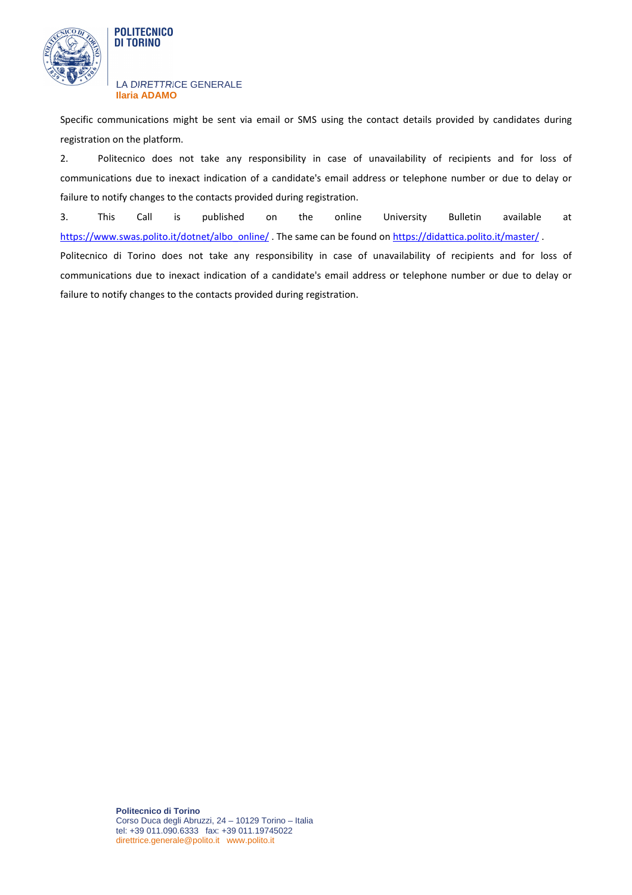Specific communications might be sent via email or SMS using the contact details provided by candidates during registration on the platform.

2. Politecnico does not take any responsibility in case of unavailability of recipients and for loss of communications due to inexact indication of a candidate's email address or telephone number or due to delay or failure to notify changes to the contacts provided during registration.

3. This Call is published on the online University Bulletin available at https://www.swas.polito.it/dotnet/albo_online/ . The same can be found on https://didattica.polito.it/master/ .

Politecnico di Torino does not take any responsibility in case of unavailability of recipients and for loss of communications due to inexact indication of a candidate's email address or telephone number or due to delay or failure to notify changes to the contacts provided during registration.